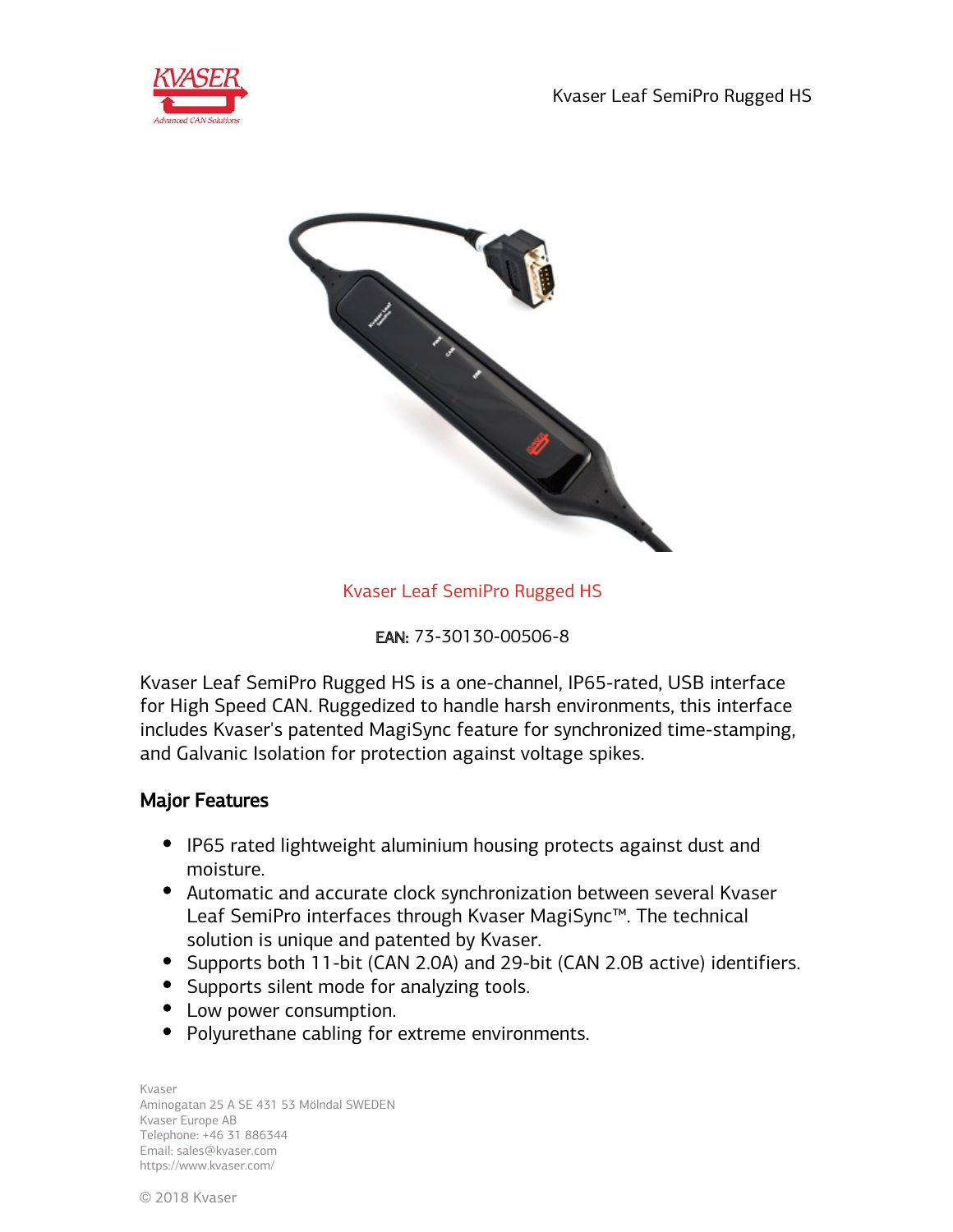Kvaser Leaf SemiPro Rugged HS

**EAN:** 73-30130-00506-8

Kvaser Leaf SemiPro Rugged HS is a one-channel, IP65-rated, USB interface for High Speed CAN. Ruggedized to handle harsh environments, this interface includes Kvaser's patented MagiSync feature for synchronized time-stamping, and Galvanic Isolation for protection against voltage spikes.

## Major Features

- IP65 rated lightweight aluminium housing protects against dust and moisture.
- Automatic and accurate clock synchronization between several Kvaser Leaf SemiPro interfaces through Kvaser MagiSync™. The technical solution is unique and patented by Kvaser.
- Supports both 11-bit (CAN 2.0A) and 29-bit (CAN 2.0B active) identifiers.
- Supports silent mode for analyzing tools.
- Low power consumption.
- Polyurethane cabling for extreme environments.

Kvaser
Aminogatan 25 A SE 431 53 Mölndal SWEDEN
Kvaser Europe AB
Telephone: +46 31 886344
Email: sales@kvaser.com
https://www.kvaser.com/

© 2018 Kvaser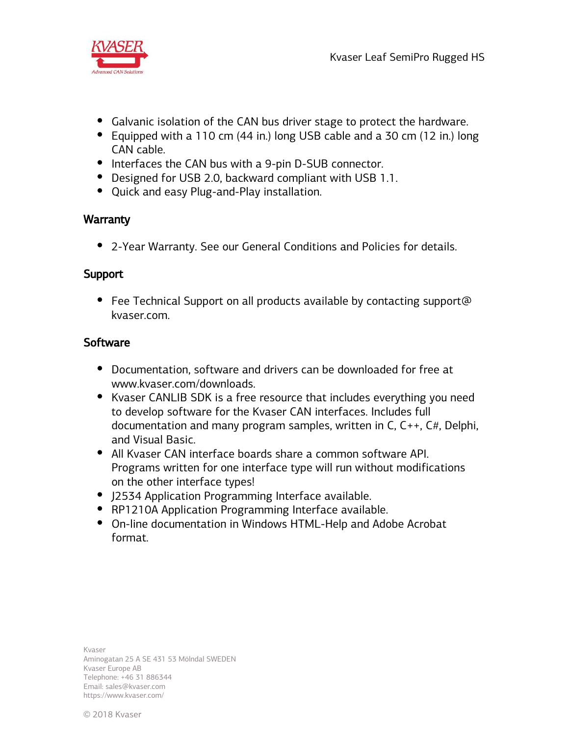- Galvanic isolation of the CAN bus driver stage to protect the hardware.
- Equipped with a 110 cm (44 in.) long USB cable and a 30 cm (12 in.) long CAN cable.
- Interfaces the CAN bus with a 9-pin D-SUB connector.
- Designed for USB 2.0, backward compliant with USB 1.1.
- Quick and easy Plug-and-Play installation.

## Warranty

- 2-Year Warranty. See our General Conditions and Policies for details.

## Support

- Fee Technical Support on all products available by contacting support@ kvaser.com.

## Software

- Documentation, software and drivers can be downloaded for free at www.kvaser.com/downloads.
- Kvaser CANLIB SDK is a free resource that includes everything you need to develop software for the Kvaser CAN interfaces. Includes full documentation and many program samples, written in C, C++, C#, Delphi, and Visual Basic.
- All Kvaser CAN interface boards share a common software API. Programs written for one interface type will run without modifications on the other interface types!
- J2534 Application Programming Interface available.
- RP1210A Application Programming Interface available.
- On-line documentation in Windows HTML-Help and Adobe Acrobat format.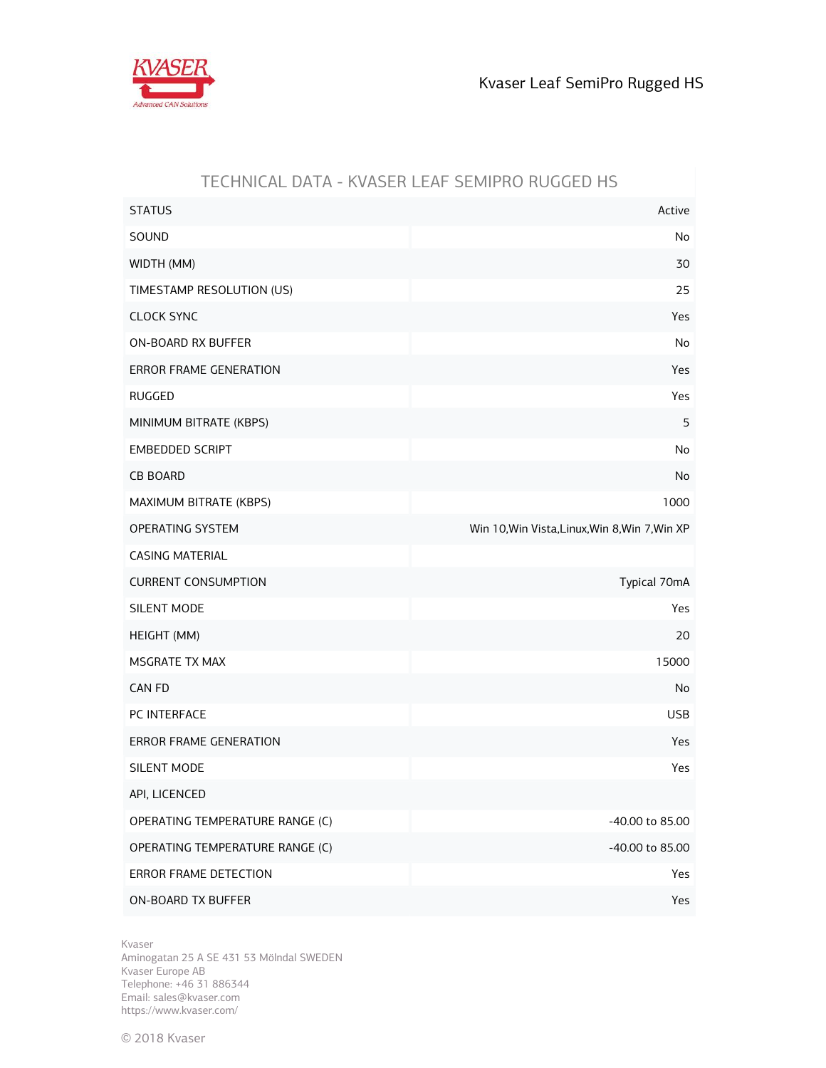Kvaser Leaf SemiPro Rugged HS

## TECHNICAL DATA - KVASER LEAF SEMIPRO RUGGED HS

| | |
|---|---|
| STATUS | Active |
| SOUND | No |
| WIDTH (MM) | 30 |
| TIMESTAMP RESOLUTION (US) | 25 |
| CLOCK SYNC | Yes |
| ON-BOARD RX BUFFER | No |
| ERROR FRAME GENERATION | Yes |
| RUGGED | Yes |
| MINIMUM BITRATE (KBPS) | 5 |
| EMBEDDED SCRIPT | No |
| CB BOARD | No |
| MAXIMUM BITRATE (KBPS) | 1000 |
| OPERATING SYSTEM | Win 10,Win Vista,Linux,Win 8,Win 7,Win XP |
| CASING MATERIAL | |
| CURRENT CONSUMPTION | Typical 70mA |
| SILENT MODE | Yes |
| HEIGHT (MM) | 20 |
| MSGRATE TX MAX | 15000 |
| CAN FD | No |
| PC INTERFACE | USB |
| ERROR FRAME GENERATION | Yes |
| SILENT MODE | Yes |
| API, LICENCED | |
| OPERATING TEMPERATURE RANGE (C) | -40.00 to 85.00 |
| OPERATING TEMPERATURE RANGE (C) | -40.00 to 85.00 |
| ERROR FRAME DETECTION | Yes |
| ON-BOARD TX BUFFER | Yes |

Kvaser
Aminogatan 25 A SE 431 53 Mölndal SWEDEN
Kvaser Europe AB
Telephone: +46 31 886344
Email: sales@kvaser.com
https://www.kvaser.com/

© 2018 Kvaser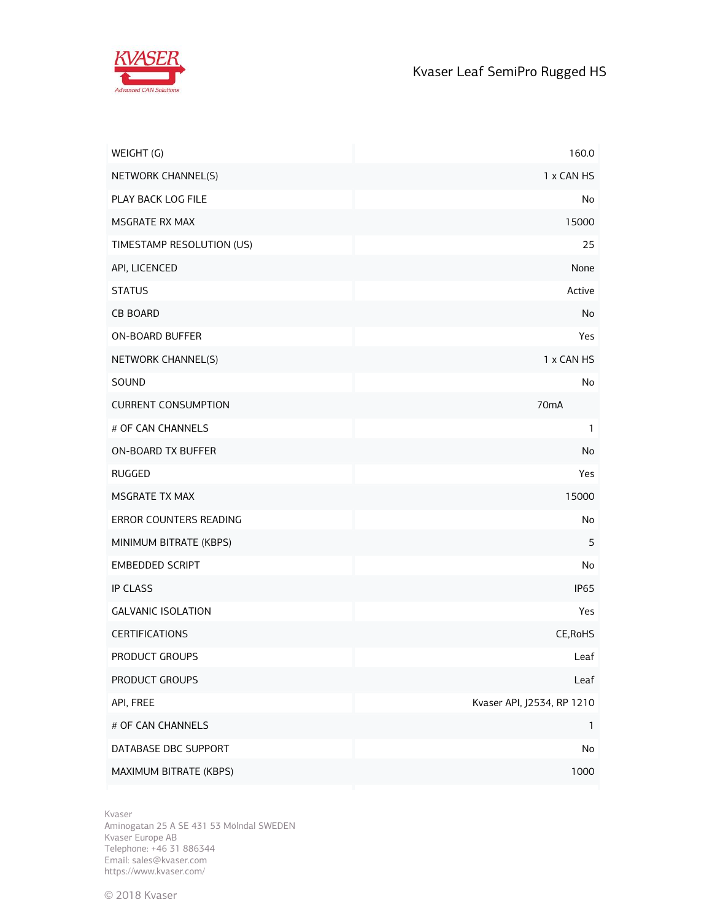| | |
|---|---|
| WEIGHT (G) | 160.0 |
| NETWORK CHANNEL(S) | 1 x CAN HS |
| PLAY BACK LOG FILE | No |
| MSGRATE RX MAX | 15000 |
| TIMESTAMP RESOLUTION (US) | 25 |
| API, LICENCED | None |
| STATUS | Active |
| CB BOARD | No |
| ON-BOARD BUFFER | Yes |
| NETWORK CHANNEL(S) | 1 x CAN HS |
| SOUND | No |
| CURRENT CONSUMPTION | 70mA |
| # OF CAN CHANNELS | 1 |
| ON-BOARD TX BUFFER | No |
| RUGGED | Yes |
| MSGRATE TX MAX | 15000 |
| ERROR COUNTERS READING | No |
| MINIMUM BITRATE (KBPS) | 5 |
| EMBEDDED SCRIPT | No |
| IP CLASS | IP65 |
| GALVANIC ISOLATION | Yes |
| CERTIFICATIONS | CE,RoHS |
| PRODUCT GROUPS | Leaf |
| PRODUCT GROUPS | Leaf |
| API, FREE | Kvaser API, J2534, RP 1210 |
| # OF CAN CHANNELS | 1 |
| DATABASE DBC SUPPORT | No |
| MAXIMUM BITRATE (KBPS) | 1000 |

Kvaser
Aminogatan 25 A SE 431 53 Mölndal SWEDEN
Kvaser Europe AB
Telephone: +46 31 886344
Email: sales@kvaser.com
https://www.kvaser.com/

© 2018 Kvaser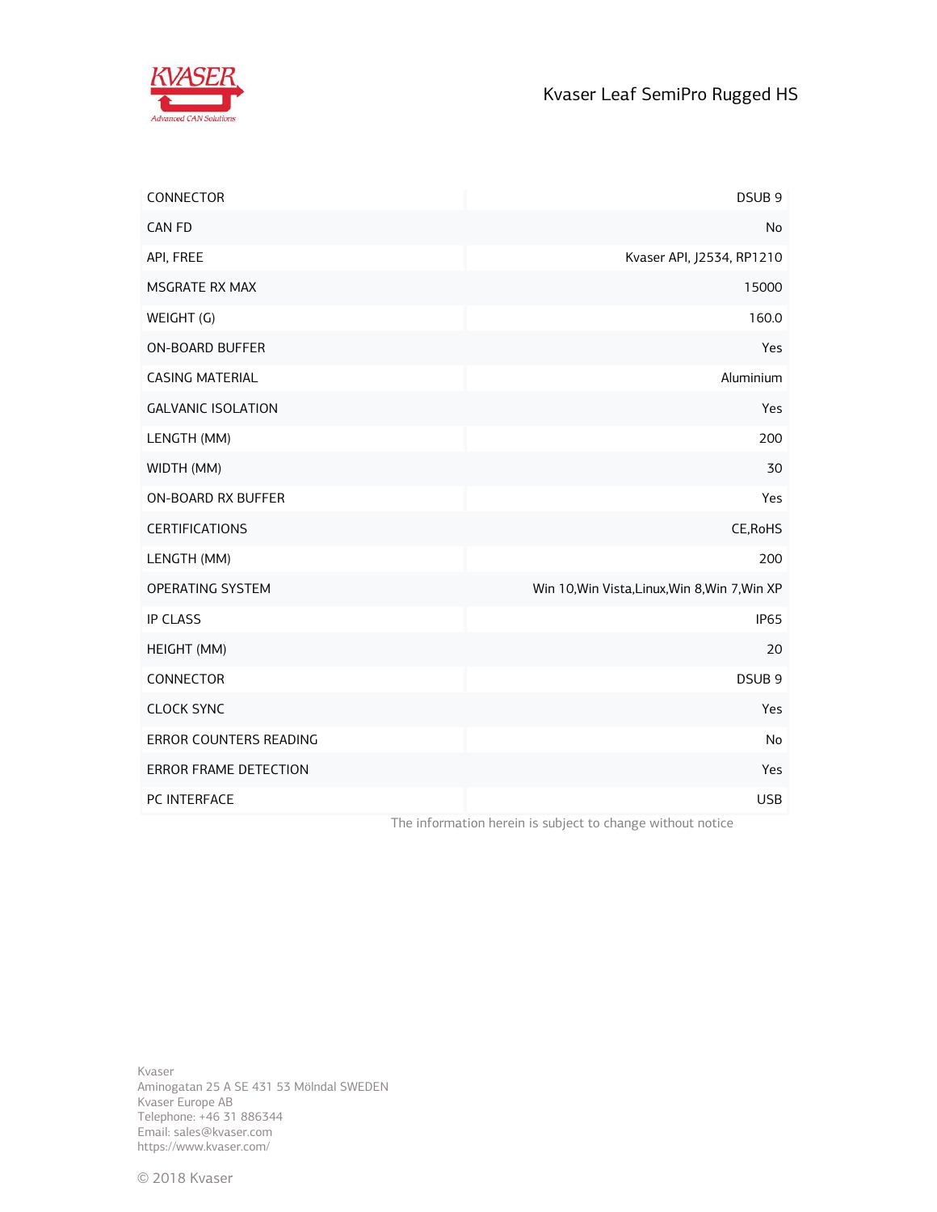| | |
|---|---|
| CONNECTOR | DSUB 9 |
| CAN FD | No |
| API, FREE | Kvaser API, J2534, RP1210 |
| MSGRATE RX MAX | 15000 |
| WEIGHT (G) | 160.0 |
| ON-BOARD BUFFER | Yes |
| CASING MATERIAL | Aluminium |
| GALVANIC ISOLATION | Yes |
| LENGTH (MM) | 200 |
| WIDTH (MM) | 30 |
| ON-BOARD RX BUFFER | Yes |
| CERTIFICATIONS | CE,RoHS |
| LENGTH (MM) | 200 |
| OPERATING SYSTEM | Win 10,Win Vista,Linux,Win 8,Win 7,Win XP |
| IP CLASS | IP65 |
| HEIGHT (MM) | 20 |
| CONNECTOR | DSUB 9 |
| CLOCK SYNC | Yes |
| ERROR COUNTERS READING | No |
| ERROR FRAME DETECTION | Yes |
| PC INTERFACE | USB |

The information herein is subject to change without notice

Kvaser
Aminogatan 25 A SE 431 53 Mölndal SWEDEN
Kvaser Europe AB
Telephone: +46 31 886344
Email: sales@kvaser.com
https://www.kvaser.com/

© 2018 Kvaser